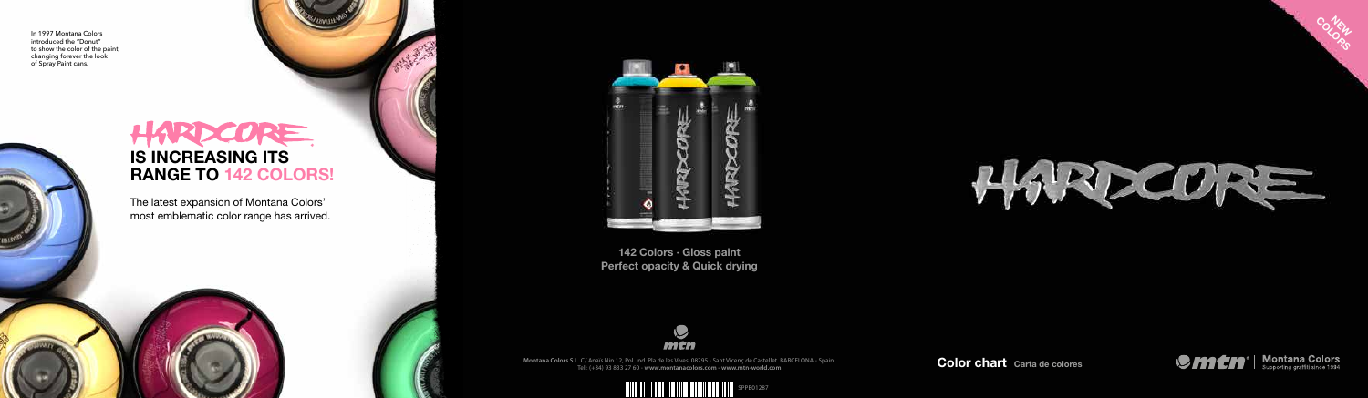In 1997 Montana Colors introduced the "Donut" to show the color of the paint, changing forever the look of Spray Paint cans.

# HARDCORE IS INCREASING ITS RANGE TO 142 COLORS!

The latest expansion of Montana Colors' most emblematic color range has arrived.

**142 Colors · Gloss paint**
**Perfect opacity & Quick drying**

Montana Colors S.L. C/ Anaïs Nin 12, Pol. Ind. Pla de les Vives. 08295 - Sant Vicenç de Castellet. BARCELONA - Spain.
Tel.: (+34) 93 833 27 60 - www.montanacolors.com - www.mtn-world.com

SPPB01287

NEW COLORS

# HARDCORE

**Color chart** Carta de colores

Montana Colors
Supporting graffiti since 1994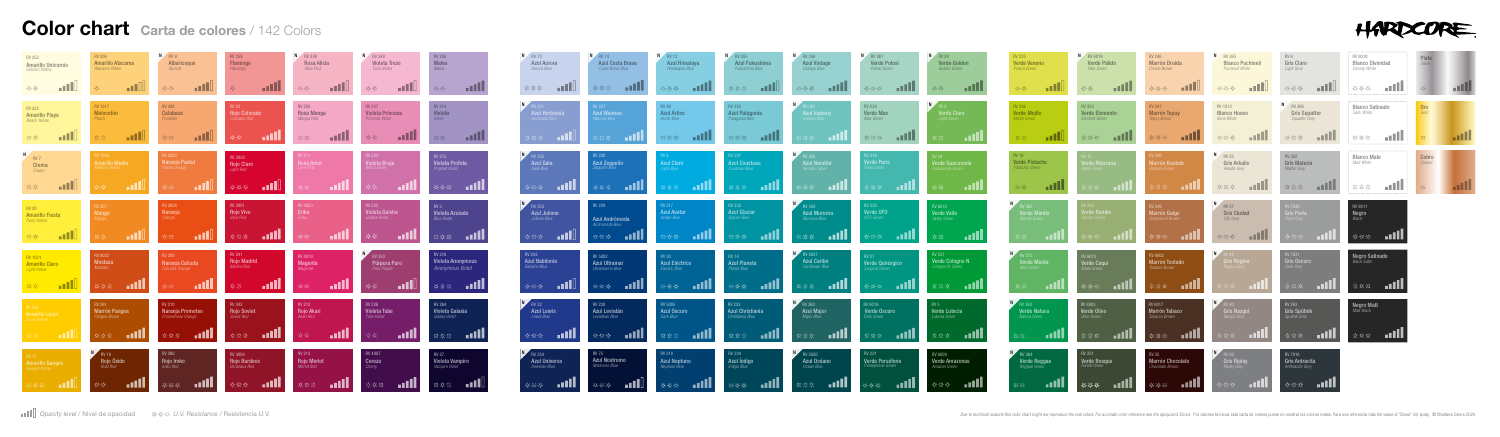# Color chart Carta de colores / 142 Colors

HARDCORE

| | | | | | | |
|---|---|---|---|---|---|---|
| RV-252 Amarillo Unicornio *Unicorn Yellow* | RV-200 Amarillo Alacrana *Alacrana Yellow* | RV-2 Albaricoque *Apricot* | RV-259 Flamingo *Flamingo* | RV-249 Rosa Alicia *Alicia Pink* | RV-243 Violeta Trece *Trece Violet* | RV-298 Malva *Mallow* |
| RV-222 Amarillo Playa *Beach Yellow* | RV-1017 Melocotón *Peach* | RV-268 Calabaza *Pumpkin* | RV-31 Rojo Colorado *Colorado Red* | RV-258 Rosa Manga *Manga Pink* | RV-237 Violeta Princesa *Princess Violet* | RV-214 Violeta *Violet* |
| RV-7 Crema *Cream* | RV-1028 Amarillo Medio *Medium Yellow* | RV-2003 Naranja Pastel *Pastel Orange* | RV-3020 Rojo Claro *Light Red* | RV-217 Rosa Amor *Love Pink* | RV-239 Violeta Bruja *Witch Violet* | RV-215 Violeta Profeta *Prophet Violet* |
| RV-99 Amarillo Fiesta *Party Yellow* | RV-207 Mango *Mango* | RV-2004 Naranja *Orange* | RV-3001 Rojo Vivo *Vivid Red* | RV-4003 Erika *Erika* | RV-205 Violeta Geisha *Geisha Violet* | RV-3 Violeta Ácido *Acid Violet* |
| RV-1021 Amarillo Claro *Light Yellow* | RV-8023 Mostaza *Mustard* | RV-206 Naranja Calcuta *Calcutta Orange* | RV-241 Rojo Madrid *Madrid Red* | RV-4010 Magenta *Magenta* | RV-250 Púrpura Puro *Pure Purple* | RV-216 Violeta Anonymous *Anonymous Violet* |
| RV-264 Amarillo Limón *Lemon Yellow* | RV-267 Marrón Pangea *Pangea Brown* | RV-210 Naranja Prometeo *Prometheus Orange* | RV-242 Rojo Soviet *Soviet Red* | RV-212 Rojo Akari *Akari Red* | RV-236 Violeta Tabú *Taboo Violet* | RV-204 Violeta Galaxia *Galaxy Violet* |
| RV-11 Amarillo Sangre *Blood Yellow* | RV-14 Rojo Óxido *Oxide Red* | RV-240 Rojo Inka *Inka Red* | RV-3004 Rojo Burdeos *Bordeaux Red* | RV-213 Rojo Merlot *Merlot Red* | RV-4007 Cereza *Cherry* | RV-27 Violeta Vampiro *Vampire Violet* |

| | | | | | | |
|---|---|---|---|---|---|---|
| RV-73 Azul Aurora *Aurora Blue* | RV-74 Azul Costa Brava *Costa Brava Blue* | RV-75 Azul Himalaya *Himalaya Blue* | RV-265 Azul Fukushima *Fukushima Blue* | RV-266 Azul Vintage *Vintage Blue* | RV-261 Verde Potosí *Potosí Green* | RV-35 Verde Golden *Golden Green* |
| RV-227 Azul Perfomata *Perfomata Blue* | RV-227 Azul Wolmos *Wolmos Blue* | RV-38 Azul Ártico *Arctic Blue* | RV-255 Azul Patagonia *Patagonia Blue* | RV-257 Azul Iceberg *Iceberg Blue* | RV-254 Verde Mar *Sea Green* | RV-4 Verde Claro *Light Green* |
| RV-238 Azul Gaia *Gaia Blue* | RV-226 Azul Zeppelin *Zeppelin Blue* | RV-8 Azul Claro *Light Blue* | RV-211 Azul Cousteau *Cousteau Blue* | RV-256 Azul Nenúfar *Nenúfar Blue* | RV-218 Verde Paris *Paris Green* | RV-34 Verde Guacamole *Guacamole Green* |
| RV-220 Azul Julieta *Juliette Blue* | RV-229 Azul Andrómeda *Andromeda Blue* | RV-217 Azul Avatar *Avatar Blue* | RV-230 Azul Glaciar *Glacier Blue* | RV-228 Azul Mururoa *Mururoa Blue* | RV-203 Verde UFO *UFO Green* | RV-6018 Verde Vallo *Vallo Green* |
| RV-243 Azul Babilonia *Babylon Blue* | RV-5002 Azul Ultramar *Ultramarine Blue* | RV-33 Azul Eléctrico *Electric Blue* | RV-16 Azul Planeta *Planet Blue* | RV-5021 Azul Caribe *Caribbean Blue* | RV-21 Verde Gomorgico *Gomorgico Green* | RV-237 Verde Cotagne N *Cotagne N Green* |
| RV-12 Azul Lowis *Lowis Blue* | RV-246 Azul Leviatán *Leviathan Blue* | RV-5005 Azul Oscuro *Dark Blue* | RV-233 Azul Christiania *Christiania Blue* | RV-860 Azul Mayer *Mayer Blue* | RV-6016 Verde Oscuro *Dark Green* | RV-5 Verde Lutecia *Lutecia Green* |
| RV-234 Azul Universo *Universe Blue* | RV-75 Azul Nostromo *Nostromo Blue* | RV-219 Azul Neptuno *Neptune Blue* | RV-235 Azul Índigo *Indigo Blue* | RV-5020 Azul Océano *Ocean Blue* | RV-231 Verde Perséfone *Persephone Green* | RV-6004 Verde Amazonas *Amazon Green* |

| | | | | | | |
|---|---|---|---|---|---|---|
| RV-225 Verde Veneno *Poison Green* | RV-6019 Verde Pálido *Pale Green* | RV-248 Marrón Druida *Druida Brown* | RV-1015 Blanco Puchinelli *Puchinelli White* | RV-9 Gris Claro *Light Grey* | RV-9010 Blanco Divinidad *Divinity White* | Plata *Silver* |
| RV-270 Verde Mojito *Mojito Green* | RV-252 Verde Elemento *Element Green* | RV-247 Marrón Topay *Topay Brown* | RV-1013 Blanco Hueso *Bone White* | RV-264 Gris Squatter *Squatter Grey* | Blanco Satinado *Satin White* | Oro *Gold* |
| RV-16 Verde Pistacho *Pistachio Green* | RV-13 Verde Musgo *Moss Green* | RV-245 Marrón Bombé *Bombé Brown* | RV-52 Gris Arkada *Arkada Grey* | RV-262 Gris Materia *Matter Grey* | Blanco Mate *Matt White* | Cobre *Copper* |
| RV-263 Verde Mamba *Mamba Green* | RV-253 Verde Rambo *Rambo Green* | RV-246 Marrón Golgo *Golgo Brown* | RV-53 Gris Ciudad *City Grey* | RV-7040 Gris Perla *Pearl Grey* | RV-9011 Negro *Black* | |
| RV-272 Verde Menta *Mint Green* | RV-6013 Verde Caqui *Khaki Green* | RV-8002 Marrón Tostado *Toasted Brown* | RV-91 Gris Regina *Regina Grey* | RV-7031 Gris Oscuro *Dark Grey* | Negro Satinado *Satin Black* | |
| RV-263 Verde Natura *Natura Green* | RV-6003 Verde Oliva *Olive Green* | RV-8017 Marrón Tabaco *Tobacco Brown* | RV-96 Gris Nazgul *Nazgul Grey* | RV-260 Gris Sputnik *Sputnik Grey* | Negro Mate *Matt Black* | |
| RV-364 Verde Reggae *Reggae Green* | RV-251 Verde Bosque *Forest Green* | RV-35 Marrón Chocolate *Chocolate Brown* | RV-34 Gris Ripley *Ripley Grey* | RV-7016 Gris Antracita *Anthracite Grey* | | |

Opacity level / Nivel de opacidad ☆☆☆ U.V. Resistance / Resistencia U.V.

Due to technical reasons this color chart might not reproduce the real colors. For accurate color reference see the sprayed card. Por razones técnicas esta carta de colores puede no mostrar los colores reales. Para una referencia más fiel vease el "Swatch" con spray. © Montana Colors 2020